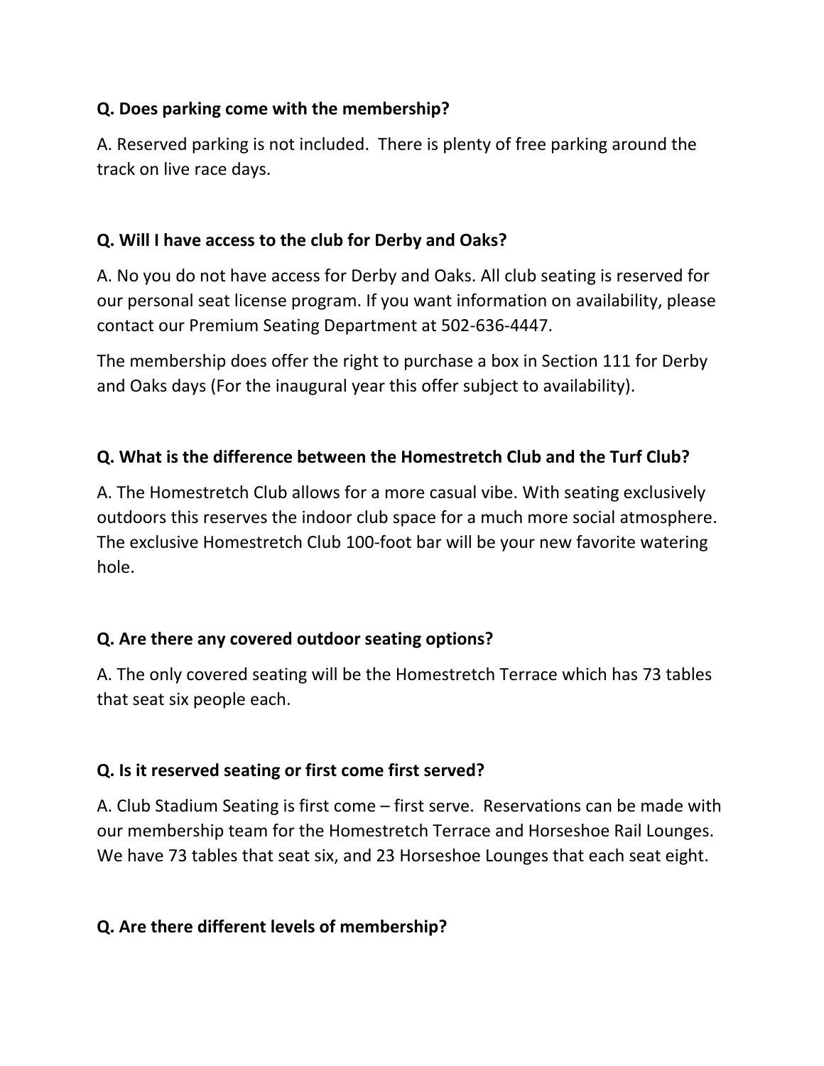**Q. Does parking come with the membership?**

A. Reserved parking is not included.  There is plenty of free parking around the track on live race days.

**Q. Will I have access to the club for Derby and Oaks?**

A. No you do not have access for Derby and Oaks. All club seating is reserved for our personal seat license program. If you want information on availability, please contact our Premium Seating Department at 502-636-4447.

The membership does offer the right to purchase a box in Section 111 for Derby and Oaks days (For the inaugural year this offer subject to availability).

**Q. What is the difference between the Homestretch Club and the Turf Club?**

A. The Homestretch Club allows for a more casual vibe. With seating exclusively outdoors this reserves the indoor club space for a much more social atmosphere. The exclusive Homestretch Club 100-foot bar will be your new favorite watering hole.

**Q. Are there any covered outdoor seating options?**

A. The only covered seating will be the Homestretch Terrace which has 73 tables that seat six people each.

**Q. Is it reserved seating or first come first served?**

A. Club Stadium Seating is first come – first serve.  Reservations can be made with our membership team for the Homestretch Terrace and Horseshoe Rail Lounges. We have 73 tables that seat six, and 23 Horseshoe Lounges that each seat eight.

**Q. Are there different levels of membership?**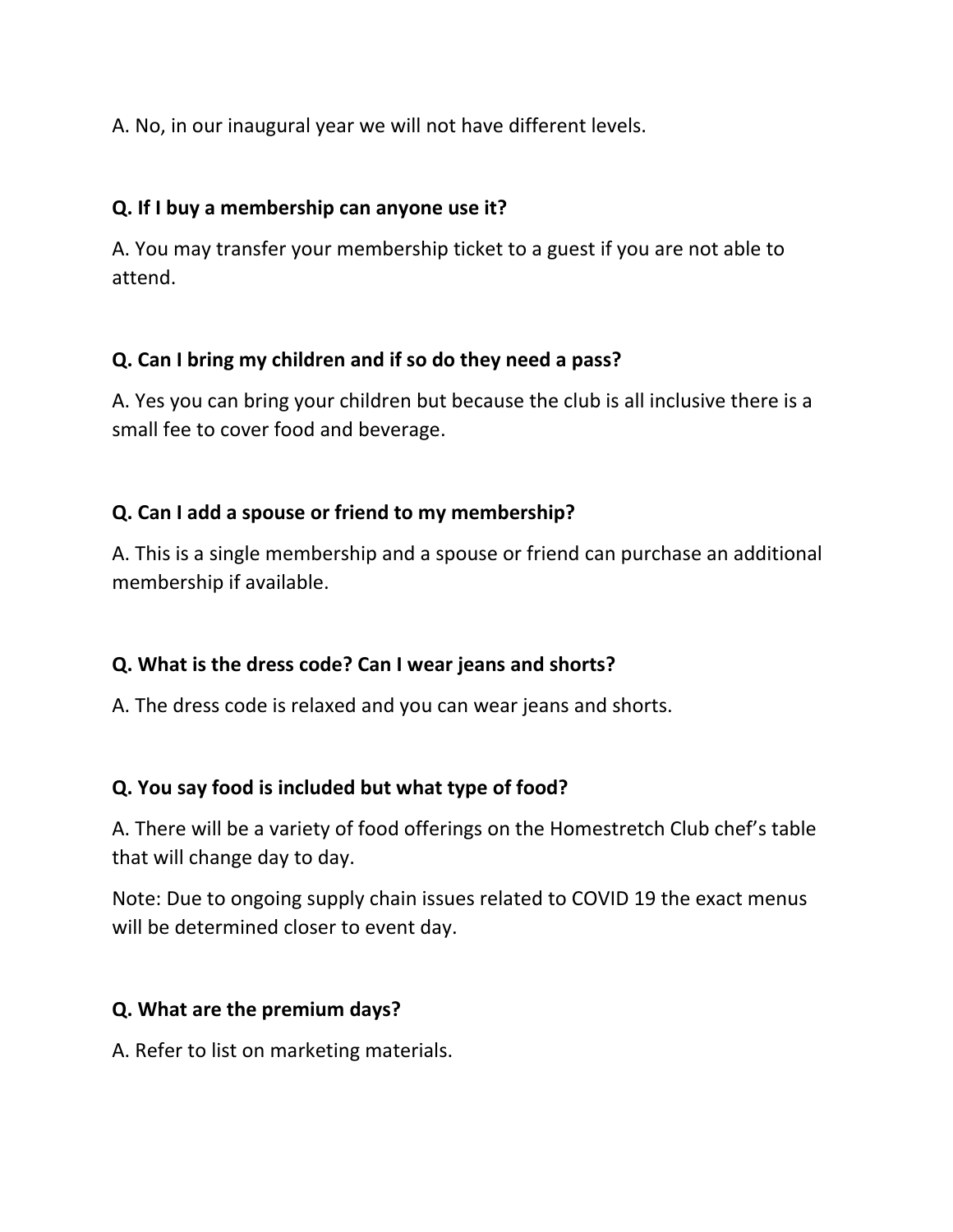A. No, in our inaugural year we will not have different levels.

**Q. If I buy a membership can anyone use it?**

A. You may transfer your membership ticket to a guest if you are not able to attend.

**Q. Can I bring my children and if so do they need a pass?**

A. Yes you can bring your children but because the club is all inclusive there is a small fee to cover food and beverage.

**Q. Can I add a spouse or friend to my membership?**

A. This is a single membership and a spouse or friend can purchase an additional membership if available.

**Q. What is the dress code? Can I wear jeans and shorts?**

A. The dress code is relaxed and you can wear jeans and shorts.

**Q. You say food is included but what type of food?**

A. There will be a variety of food offerings on the Homestretch Club chef's table that will change day to day.

Note: Due to ongoing supply chain issues related to COVID 19 the exact menus will be determined closer to event day.

**Q. What are the premium days?**

A. Refer to list on marketing materials.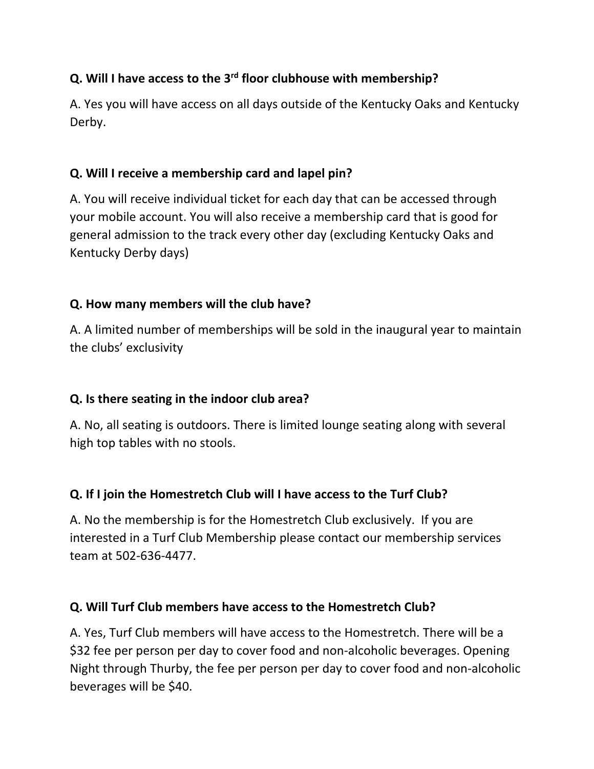**Q. Will I have access to the 3rd floor clubhouse with membership?**

A. Yes you will have access on all days outside of the Kentucky Oaks and Kentucky Derby.

**Q. Will I receive a membership card and lapel pin?**

A. You will receive individual ticket for each day that can be accessed through your mobile account. You will also receive a membership card that is good for general admission to the track every other day (excluding Kentucky Oaks and Kentucky Derby days)

**Q. How many members will the club have?**

A. A limited number of memberships will be sold in the inaugural year to maintain the clubs' exclusivity

**Q. Is there seating in the indoor club area?**

A. No, all seating is outdoors. There is limited lounge seating along with several high top tables with no stools.

**Q. If I join the Homestretch Club will I have access to the Turf Club?**

A. No the membership is for the Homestretch Club exclusively. If you are interested in a Turf Club Membership please contact our membership services team at 502-636-4477.

**Q. Will Turf Club members have access to the Homestretch Club?**

A. Yes, Turf Club members will have access to the Homestretch. There will be a $32 fee per person per day to cover food and non-alcoholic beverages. Opening Night through Thurby, the fee per person per day to cover food and non-alcoholic beverages will be $40.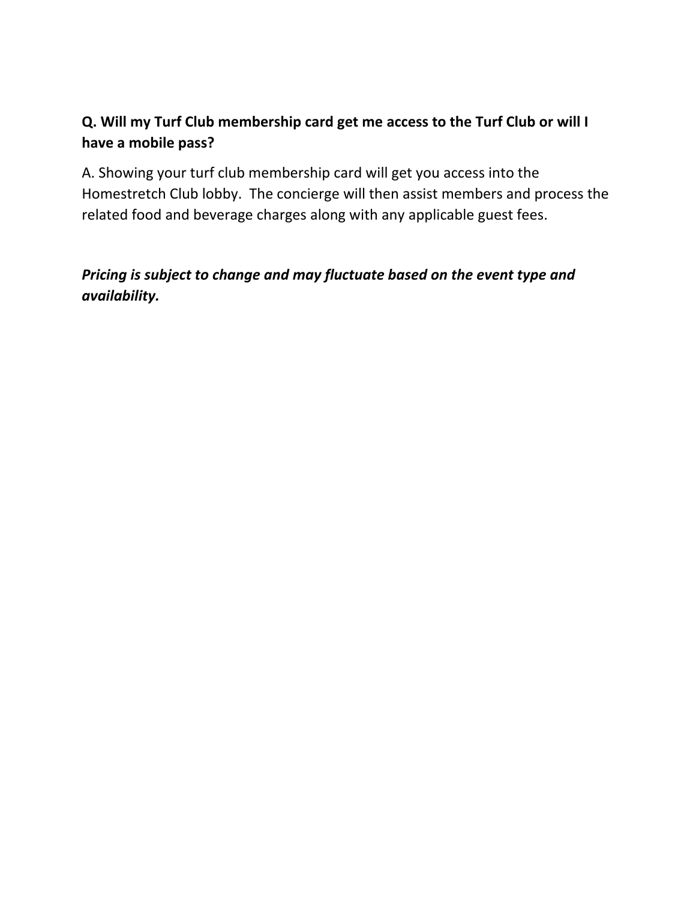**Q. Will my Turf Club membership card get me access to the Turf Club or will I have a mobile pass?**

A. Showing your turf club membership card will get you access into the Homestretch Club lobby. The concierge will then assist members and process the related food and beverage charges along with any applicable guest fees.

***Pricing is subject to change and may fluctuate based on the event type and availability.***